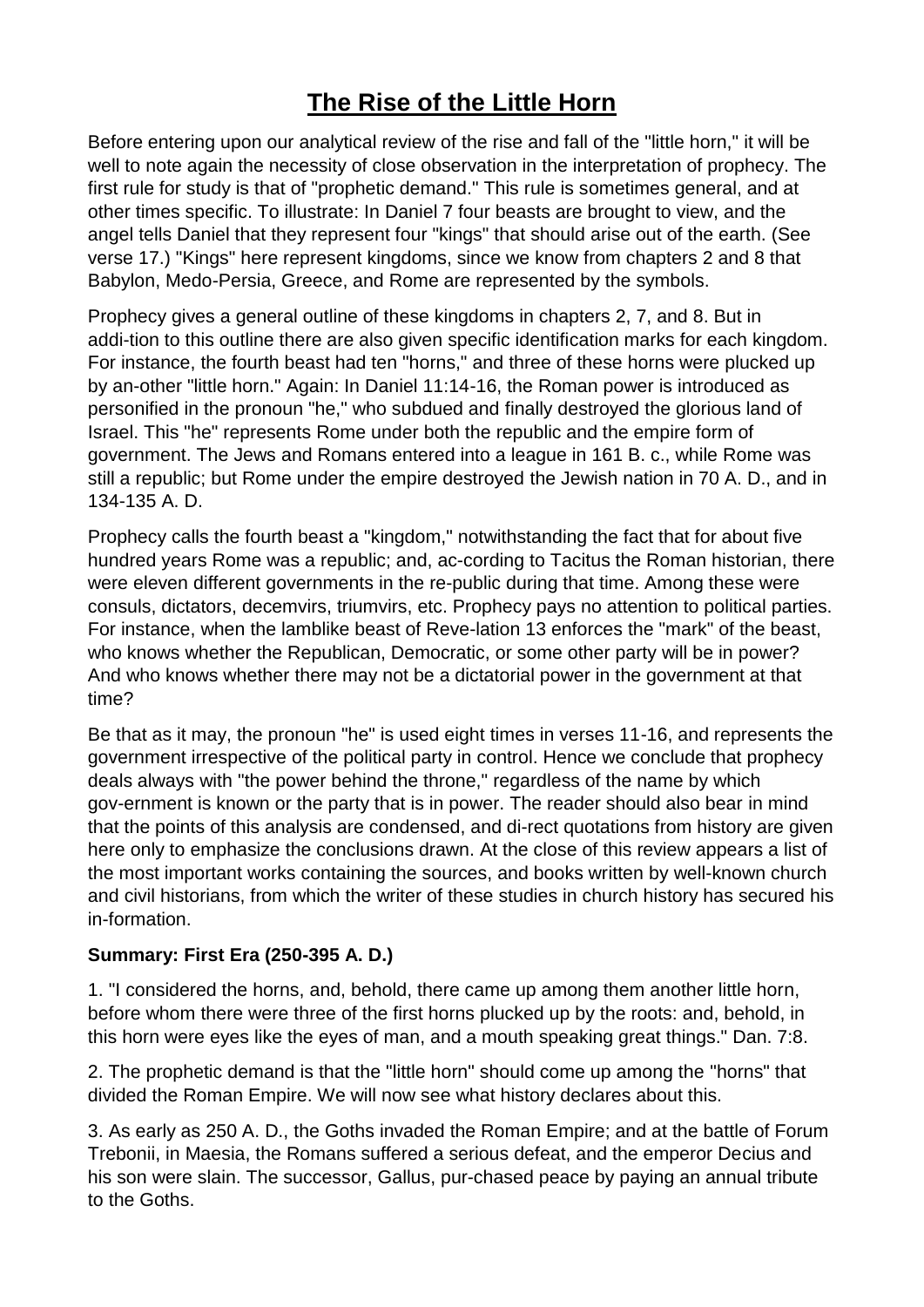# The Rise of the Little Horn

Before entering upon our analytical review of the rise and fall of the "little horn," it will be well to note again the necessity of close observation in the interpretation of prophecy. The first rule for study is that of "prophetic demand." This rule is sometimes general, and at other times specific. To illustrate: In Daniel 7 four beasts are brought to view, and the angel tells Daniel that they represent four "kings" that should arise out of the earth. (See verse 17.) "Kings" here represent kingdoms, since we know from chapters 2 and 8 that Babylon, Medo-Persia, Greece, and Rome are represented by the symbols.

Prophecy gives a general outline of these kingdoms in chapters 2, 7, and 8. But in addi-tion to this outline there are also given specific identification marks for each kingdom. For instance, the fourth beast had ten "horns," and three of these horns were plucked up by an-other "little horn." Again: In Daniel 11:14-16, the Roman power is introduced as personified in the pronoun "he," who subdued and finally destroyed the glorious land of Israel. This "he" represents Rome under both the republic and the empire form of government. The Jews and Romans entered into a league in 161 B. c., while Rome was still a republic; but Rome under the empire destroyed the Jewish nation in 70 A. D., and in 134-135 A. D.

Prophecy calls the fourth beast a "kingdom," notwithstanding the fact that for about five hundred years Rome was a republic; and, ac-cording to Tacitus the Roman historian, there were eleven different governments in the re-public during that time. Among these were consuls, dictators, decemvirs, triumvirs, etc. Prophecy pays no attention to political parties. For instance, when the lamblike beast of Reve-lation 13 enforces the "mark" of the beast, who knows whether the Republican, Democratic, or some other party will be in power? And who knows whether there may not be a dictatorial power in the government at that time?

Be that as it may, the pronoun "he" is used eight times in verses 11-16, and represents the government irrespective of the political party in control. Hence we conclude that prophecy deals always with "the power behind the throne," regardless of the name by which gov-ernment is known or the party that is in power. The reader should also bear in mind that the points of this analysis are condensed, and di-rect quotations from history are given here only to emphasize the conclusions drawn. At the close of this review appears a list of the most important works containing the sources, and books written by well-known church and civil historians, from which the writer of these studies in church history has secured his in-formation.

**Summary: First Era (250-395 A. D.)**

1. "I considered the horns, and, behold, there came up among them another little horn, before whom there were three of the first horns plucked up by the roots: and, behold, in this horn were eyes like the eyes of man, and a mouth speaking great things." Dan. 7:8.

2. The prophetic demand is that the "little horn" should come up among the "horns" that divided the Roman Empire. We will now see what history declares about this.

3. As early as 250 A. D., the Goths invaded the Roman Empire; and at the battle of Forum Trebonii, in Maesia, the Romans suffered a serious defeat, and the emperor Decius and his son were slain. The successor, Gallus, pur-chased peace by paying an annual tribute to the Goths.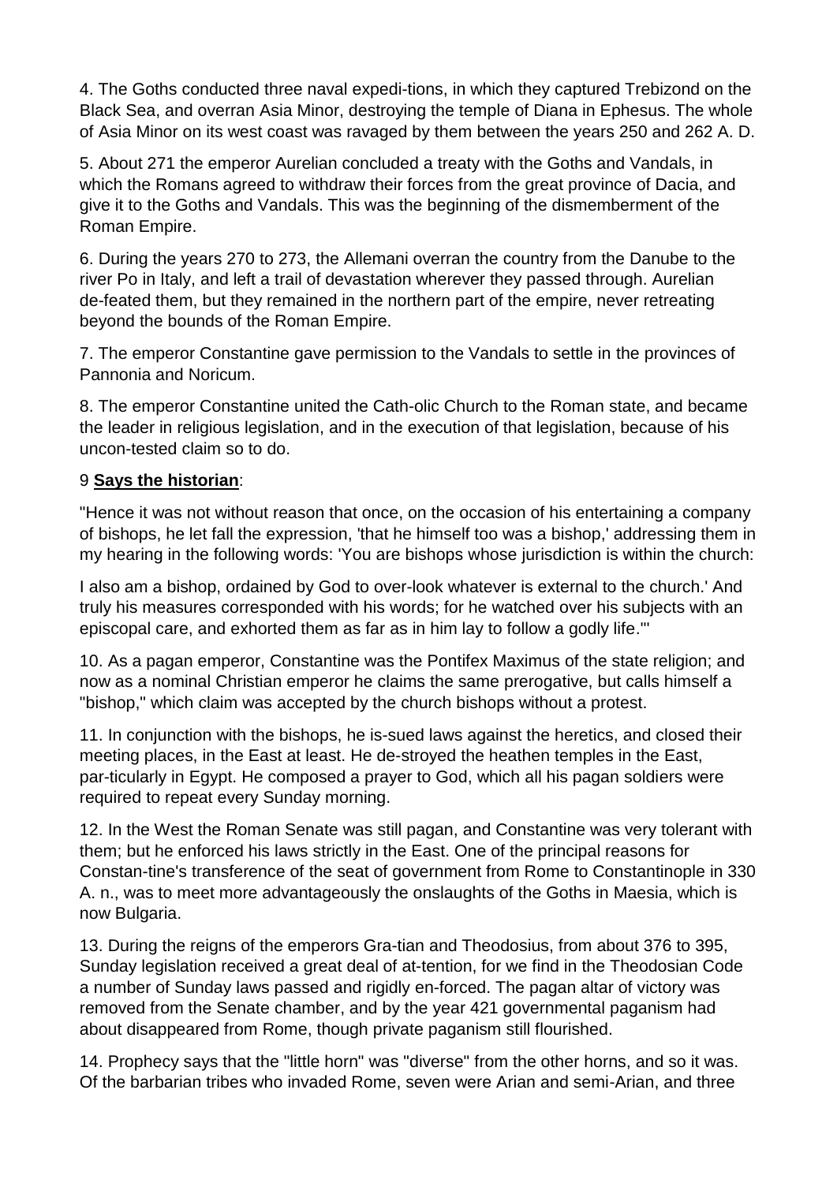4. The Goths conducted three naval expedi-tions, in which they captured Trebizond on the Black Sea, and overran Asia Minor, destroying the temple of Diana in Ephesus. The whole of Asia Minor on its west coast was ravaged by them between the years 250 and 262 A. D.

5. About 271 the emperor Aurelian concluded a treaty with the Goths and Vandals, in which the Romans agreed to withdraw their forces from the great province of Dacia, and give it to the Goths and Vandals. This was the beginning of the dismemberment of the Roman Empire.

6. During the years 270 to 273, the Allemani overran the country from the Danube to the river Po in Italy, and left a trail of devastation wherever they passed through. Aurelian de-feated them, but they remained in the northern part of the empire, never retreating beyond the bounds of the Roman Empire.

7. The emperor Constantine gave permission to the Vandals to settle in the provinces of Pannonia and Noricum.

8. The emperor Constantine united the Cath-olic Church to the Roman state, and became the leader in religious legislation, and in the execution of that legislation, because of his uncon-tested claim so to do.

9 **Says the historian**:

"Hence it was not without reason that once, on the occasion of his entertaining a company of bishops, he let fall the expression, 'that he himself too was a bishop,' addressing them in my hearing in the following words: 'You are bishops whose jurisdiction is within the church:

I also am a bishop, ordained by God to over-look whatever is external to the church.' And truly his measures corresponded with his words; for he watched over his subjects with an episcopal care, and exhorted them as far as in him lay to follow a godly life.'"

10. As a pagan emperor, Constantine was the Pontifex Maximus of the state religion; and now as a nominal Christian emperor he claims the same prerogative, but calls himself a "bishop," which claim was accepted by the church bishops without a protest.

11. In conjunction with the bishops, he is-sued laws against the heretics, and closed their meeting places, in the East at least. He de-stroyed the heathen temples in the East, par-ticularly in Egypt. He composed a prayer to God, which all his pagan soldiers were required to repeat every Sunday morning.

12. In the West the Roman Senate was still pagan, and Constantine was very tolerant with them; but he enforced his laws strictly in the East. One of the principal reasons for Constan-tine's transference of the seat of government from Rome to Constantinople in 330 A. n., was to meet more advantageously the onslaughts of the Goths in Maesia, which is now Bulgaria.

13. During the reigns of the emperors Gra-tian and Theodosius, from about 376 to 395, Sunday legislation received a great deal of at-tention, for we find in the Theodosian Code a number of Sunday laws passed and rigidly en-forced. The pagan altar of victory was removed from the Senate chamber, and by the year 421 governmental paganism had about disappeared from Rome, though private paganism still flourished.

14. Prophecy says that the "little horn" was "diverse" from the other horns, and so it was. Of the barbarian tribes who invaded Rome, seven were Arian and semi-Arian, and three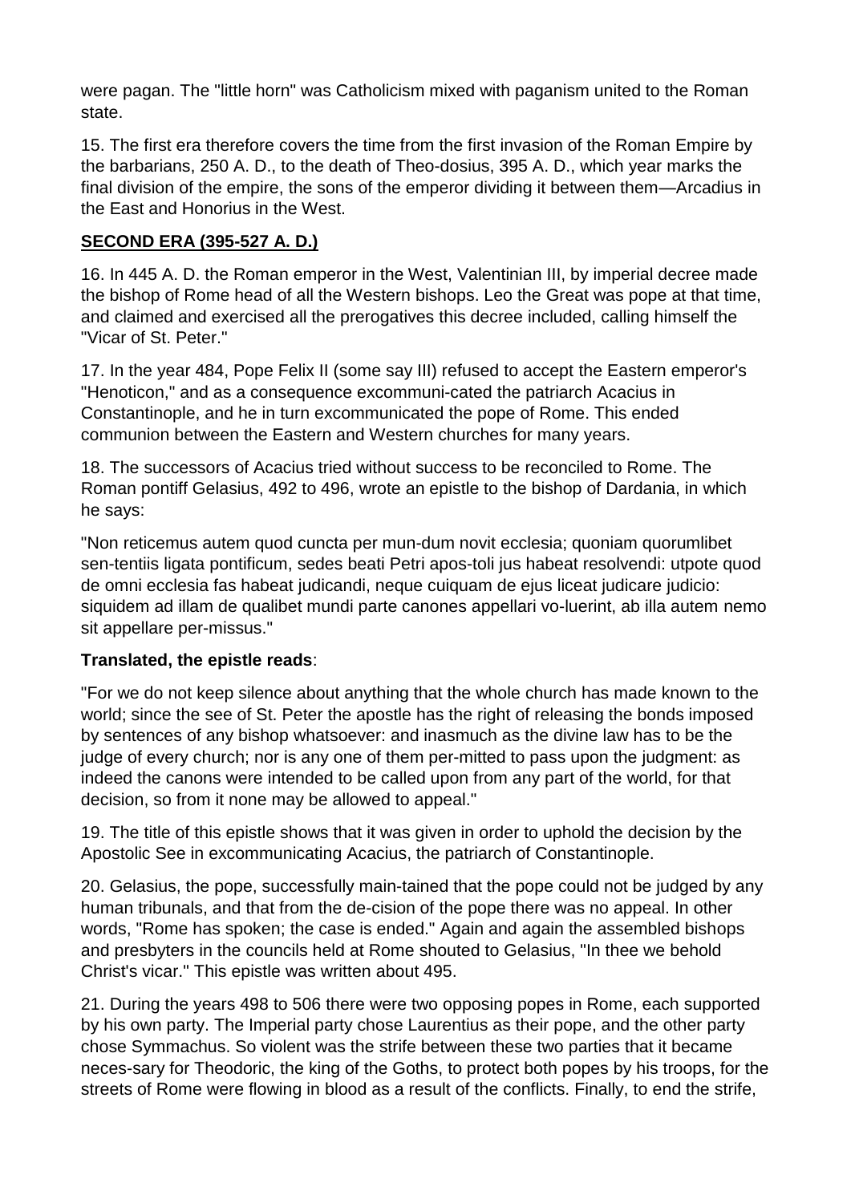were pagan. The "little horn" was Catholicism mixed with paganism united to the Roman state.

15. The first era therefore covers the time from the first invasion of the Roman Empire by the barbarians, 250 A. D., to the death of Theo-dosius, 395 A. D., which year marks the final division of the empire, the sons of the emperor dividing it between them—Arcadius in the East and Honorius in the West.

## SECOND ERA (395-527 A. D.)

16. In 445 A. D. the Roman emperor in the West, Valentinian III, by imperial decree made the bishop of Rome head of all the Western bishops. Leo the Great was pope at that time, and claimed and exercised all the prerogatives this decree included, calling himself the "Vicar of St. Peter."

17. In the year 484, Pope Felix II (some say III) refused to accept the Eastern emperor's "Henoticon," and as a consequence excommuni-cated the patriarch Acacius in Constantinople, and he in turn excommunicated the pope of Rome. This ended communion between the Eastern and Western churches for many years.

18. The successors of Acacius tried without success to be reconciled to Rome. The Roman pontiff Gelasius, 492 to 496, wrote an epistle to the bishop of Dardania, in which he says:

"Non reticemus autem quod cuncta per mun-dum novit ecclesia; quoniam quorumlibet sen-tentiis ligata pontificum, sedes beati Petri apos-toli jus habeat resolvendi: utpote quod de omni ecclesia fas habeat judicandi, neque cuiquam de ejus liceat judicare judicio: siquidem ad illam de qualibet mundi parte canones appellari vo-luerint, ab illa autem nemo sit appellare per-missus."

**Translated, the epistle reads**:

"For we do not keep silence about anything that the whole church has made known to the world; since the see of St. Peter the apostle has the right of releasing the bonds imposed by sentences of any bishop whatsoever: and inasmuch as the divine law has to be the judge of every church; nor is any one of them per-mitted to pass upon the judgment: as indeed the canons were intended to be called upon from any part of the world, for that decision, so from it none may be allowed to appeal."

19. The title of this epistle shows that it was given in order to uphold the decision by the Apostolic See in excommunicating Acacius, the patriarch of Constantinople.

20. Gelasius, the pope, successfully main-tained that the pope could not be judged by any human tribunals, and that from the de-cision of the pope there was no appeal. In other words, "Rome has spoken; the case is ended." Again and again the assembled bishops and presbyters in the councils held at Rome shouted to Gelasius, "In thee we behold Christ's vicar." This epistle was written about 495.

21. During the years 498 to 506 there were two opposing popes in Rome, each supported by his own party. The Imperial party chose Laurentius as their pope, and the other party chose Symmachus. So violent was the strife between these two parties that it became neces-sary for Theodoric, the king of the Goths, to protect both popes by his troops, for the streets of Rome were flowing in blood as a result of the conflicts. Finally, to end the strife,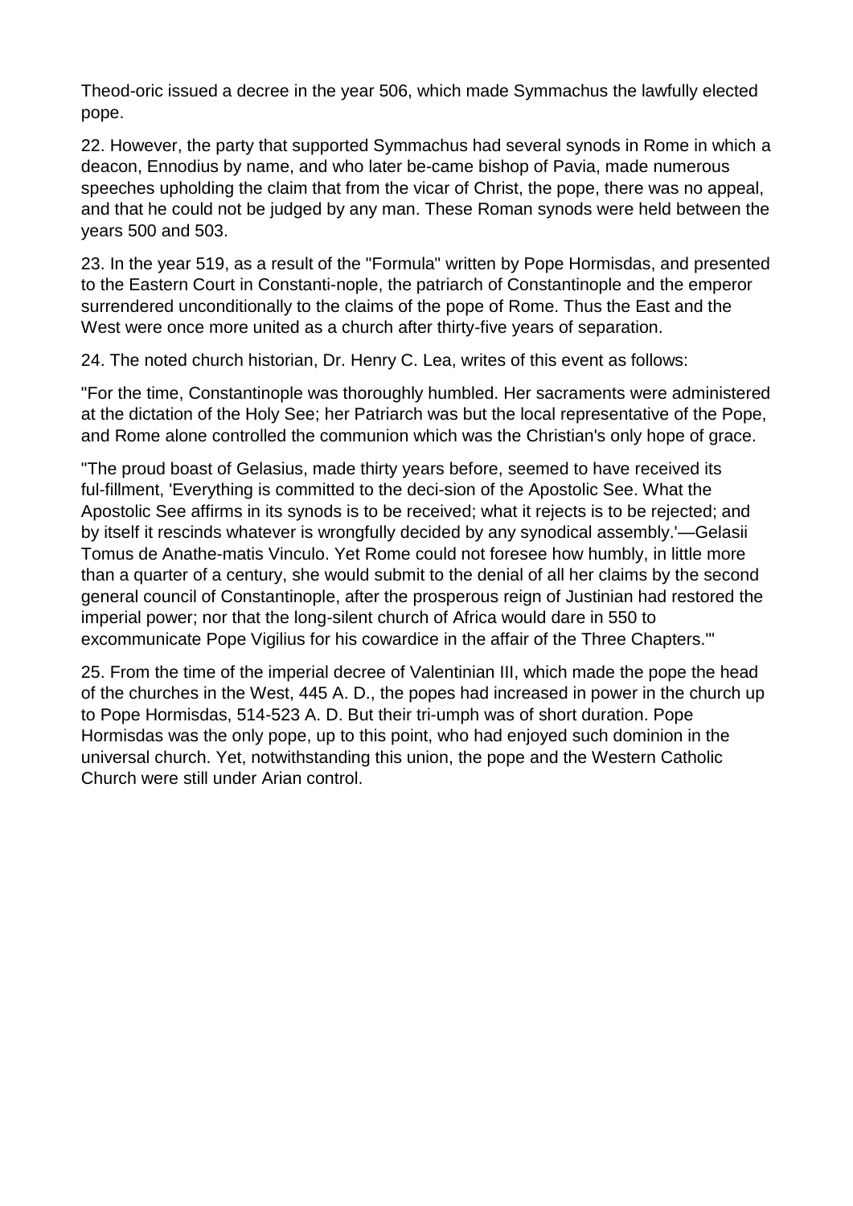Theod-oric issued a decree in the year 506, which made Symmachus the lawfully elected pope.

22. However, the party that supported Symmachus had several synods in Rome in which a deacon, Ennodius by name, and who later be-came bishop of Pavia, made numerous speeches upholding the claim that from the vicar of Christ, the pope, there was no appeal, and that he could not be judged by any man. These Roman synods were held between the years 500 and 503.

23. In the year 519, as a result of the "Formula" written by Pope Hormisdas, and presented to the Eastern Court in Constanti-nople, the patriarch of Constantinople and the emperor surrendered unconditionally to the claims of the pope of Rome. Thus the East and the West were once more united as a church after thirty-five years of separation.

24. The noted church historian, Dr. Henry C. Lea, writes of this event as follows:

"For the time, Constantinople was thoroughly humbled. Her sacraments were administered at the dictation of the Holy See; her Patriarch was but the local representative of the Pope, and Rome alone controlled the communion which was the Christian's only hope of grace.

"The proud boast of Gelasius, made thirty years before, seemed to have received its ful-fillment, 'Everything is committed to the deci-sion of the Apostolic See. What the Apostolic See affirms in its synods is to be received; what it rejects is to be rejected; and by itself it rescinds whatever is wrongfully decided by any synodical assembly.'—Gelasii Tomus de Anathe-matis Vinculo. Yet Rome could not foresee how humbly, in little more than a quarter of a century, she would submit to the denial of all her claims by the second general council of Constantinople, after the prosperous reign of Justinian had restored the imperial power; nor that the long-silent church of Africa would dare in 550 to excommunicate Pope Vigilius for his cowardice in the affair of the Three Chapters.'"

25. From the time of the imperial decree of Valentinian III, which made the pope the head of the churches in the West, 445 A. D., the popes had increased in power in the church up to Pope Hormisdas, 514-523 A. D. But their tri-umph was of short duration. Pope Hormisdas was the only pope, up to this point, who had enjoyed such dominion in the universal church. Yet, notwithstanding this union, the pope and the Western Catholic Church were still under Arian control.